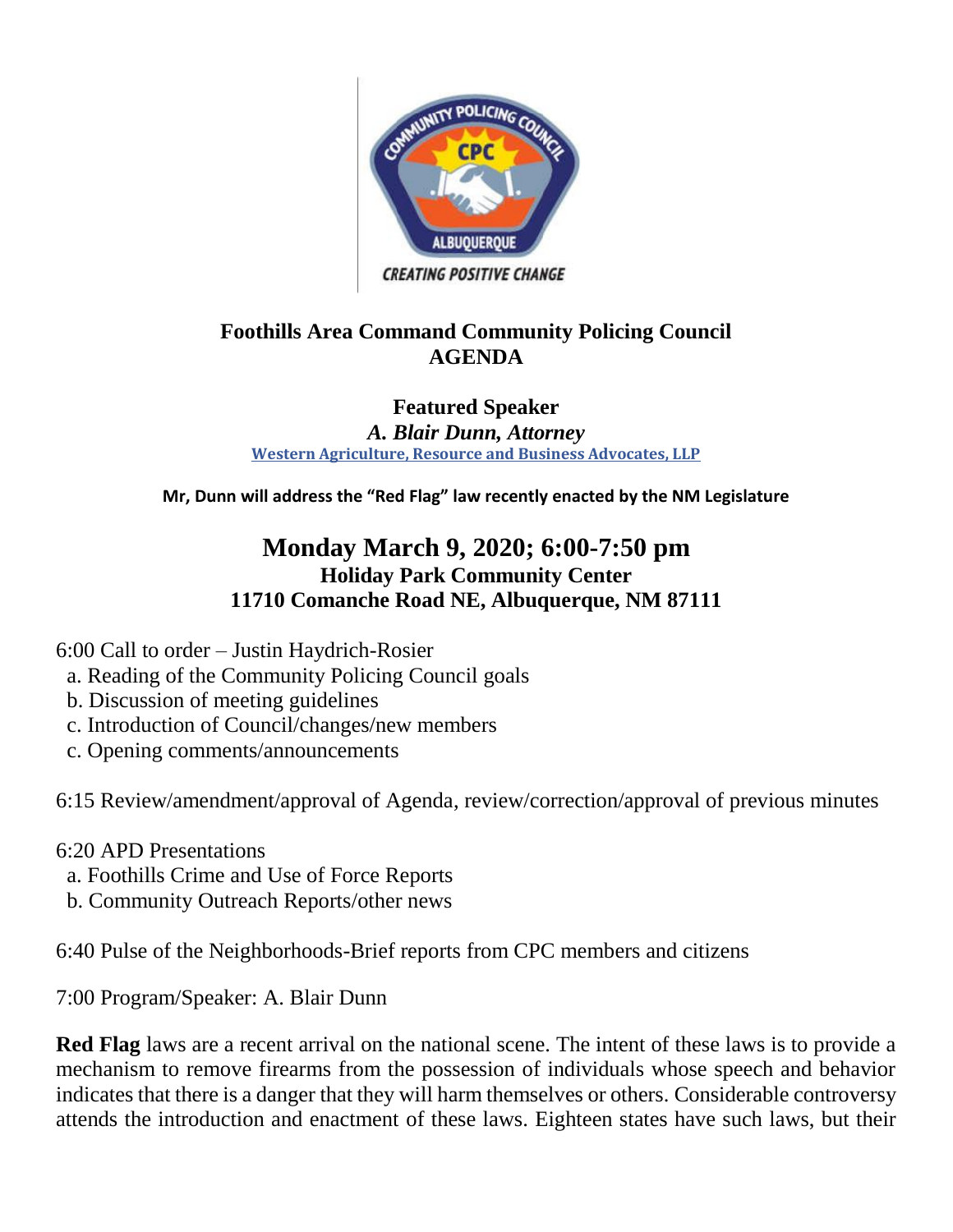# Foothills Area Command Community Policing Council
# AGENDA

## Featured Speaker

***A. Blair Dunn, Attorney***

Western Agriculture, Resource and Business Advocates, LLP

**Mr, Dunn will address the "Red Flag" law recently enacted by the NM Legislature**

## Monday March 9, 2020; 6:00-7:50 pm

### Holiday Park Community Center
### 11710 Comanche Road NE, Albuquerque, NM 87111

6:00 Call to order – Justin Haydrich-Rosier

a. Reading of the Community Policing Council goals
b. Discussion of meeting guidelines
c. Introduction of Council/changes/new members
c. Opening comments/announcements

6:15 Review/amendment/approval of Agenda, review/correction/approval of previous minutes

6:20 APD Presentations

a. Foothills Crime and Use of Force Reports
b. Community Outreach Reports/other news

6:40 Pulse of the Neighborhoods-Brief reports from CPC members and citizens

7:00 Program/Speaker: A. Blair Dunn

**Red Flag** laws are a recent arrival on the national scene. The intent of these laws is to provide a mechanism to remove firearms from the possession of individuals whose speech and behavior indicates that there is a danger that they will harm themselves or others. Considerable controversy attends the introduction and enactment of these laws. Eighteen states have such laws, but their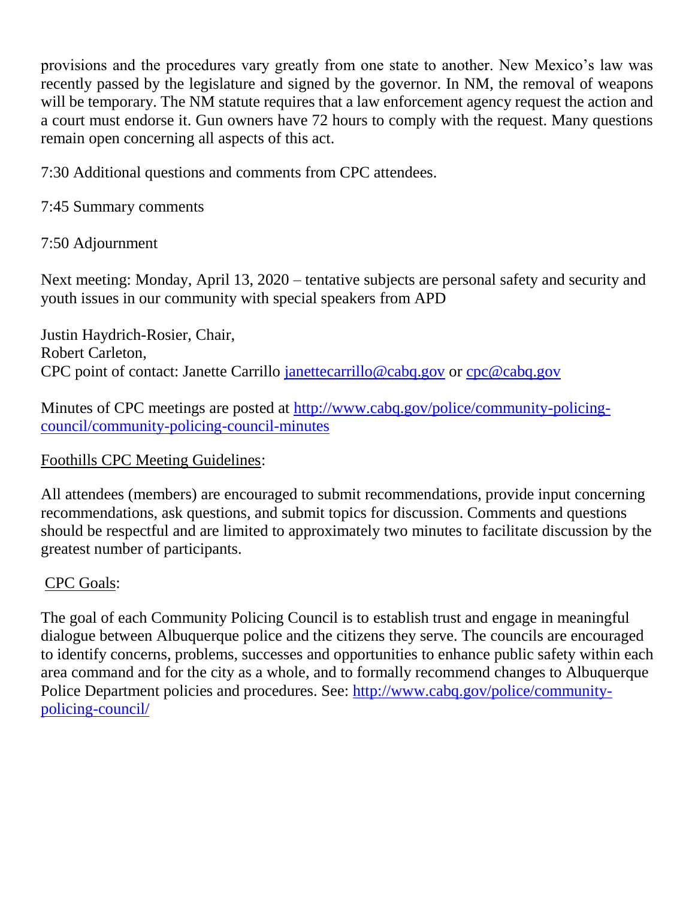provisions and the procedures vary greatly from one state to another. New Mexico's law was recently passed by the legislature and signed by the governor. In NM, the removal of weapons will be temporary. The NM statute requires that a law enforcement agency request the action and a court must endorse it. Gun owners have 72 hours to comply with the request. Many questions remain open concerning all aspects of this act.

7:30 Additional questions and comments from CPC attendees.

7:45 Summary comments

7:50 Adjournment

Next meeting: Monday, April 13, 2020 – tentative subjects are personal safety and security and youth issues in our community with special speakers from APD

Justin Haydrich-Rosier, Chair,
Robert Carleton,
CPC point of contact: Janette Carrillo janettecarrillo@cabq.gov or cpc@cabq.gov

Minutes of CPC meetings are posted at http://www.cabq.gov/police/community-policing-council/community-policing-council-minutes

Foothills CPC Meeting Guidelines:

All attendees (members) are encouraged to submit recommendations, provide input concerning recommendations, ask questions, and submit topics for discussion. Comments and questions should be respectful and are limited to approximately two minutes to facilitate discussion by the greatest number of participants.

CPC Goals:

The goal of each Community Policing Council is to establish trust and engage in meaningful dialogue between Albuquerque police and the citizens they serve. The councils are encouraged to identify concerns, problems, successes and opportunities to enhance public safety within each area command and for the city as a whole, and to formally recommend changes to Albuquerque Police Department policies and procedures. See: http://www.cabq.gov/police/community-policing-council/